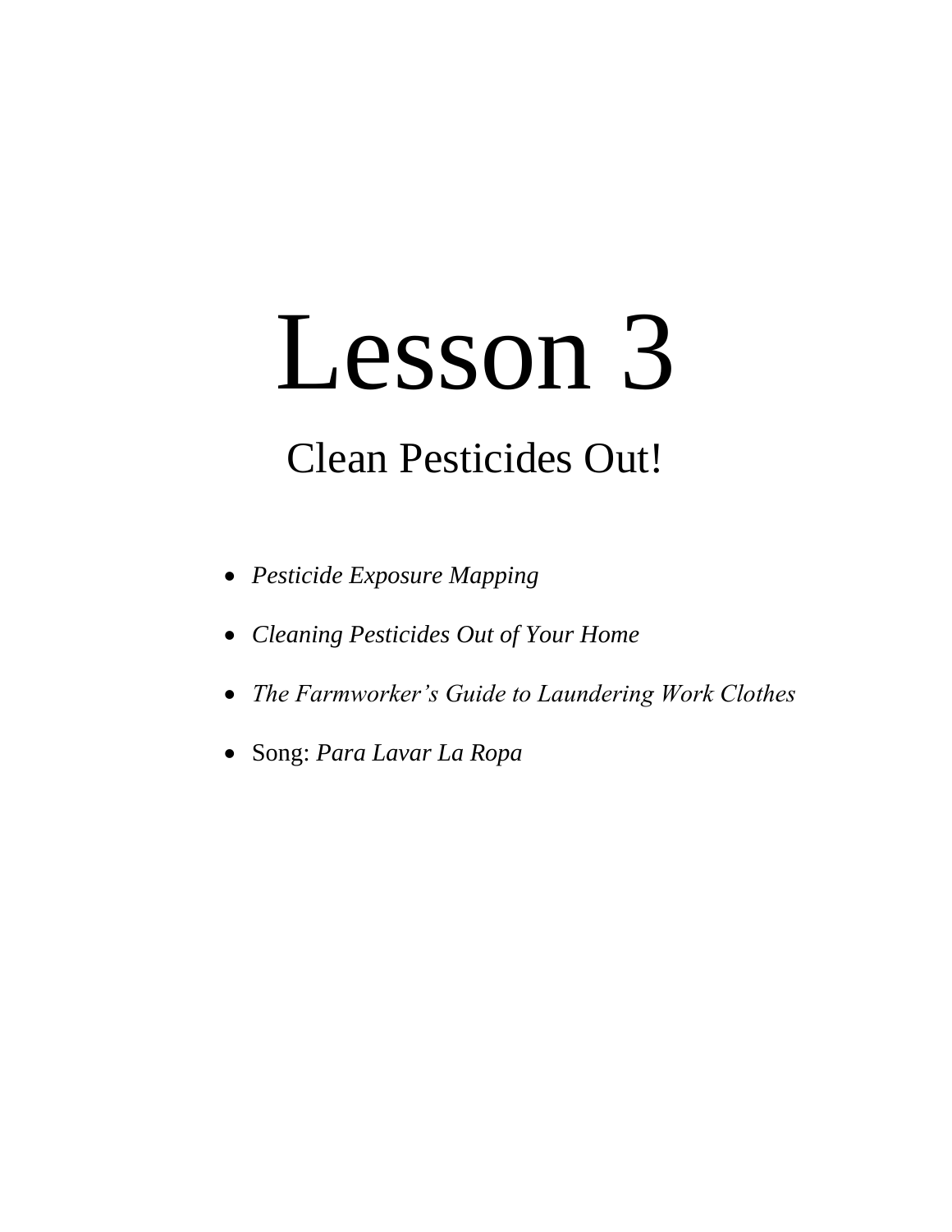# Lesson 3

## Clean Pesticides Out!

- *Pesticide Exposure Mapping*
- *Cleaning Pesticides Out of Your Home*
- *The Farmworker's Guide to Laundering Work Clothes*
- Song: *Para Lavar La Ropa*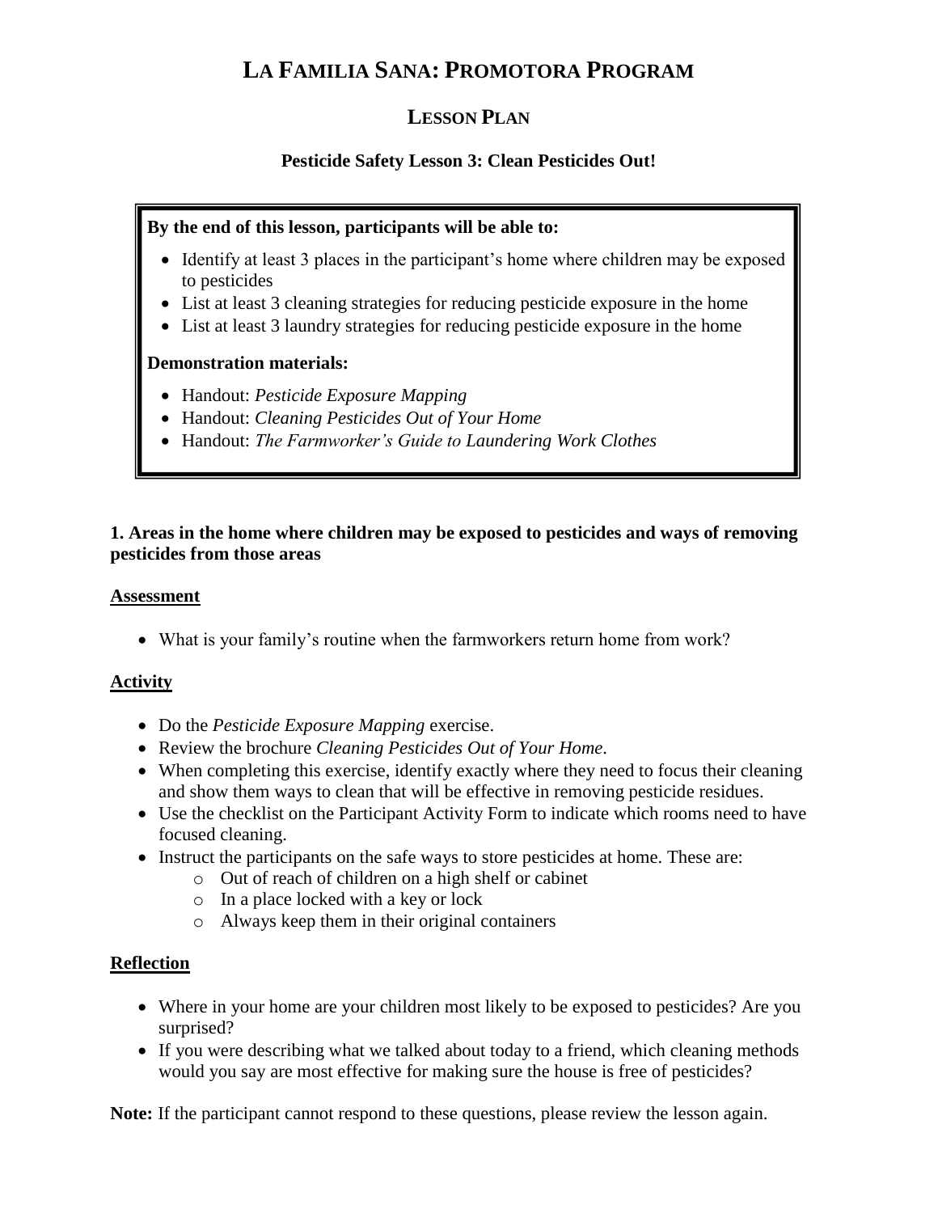# La Familia Sana: Promotora Program

## Lesson Plan

### Pesticide Safety Lesson 3: Clean Pesticides Out!

**By the end of this lesson, participants will be able to:**

- Identify at least 3 places in the participant's home where children may be exposed to pesticides
- List at least 3 cleaning strategies for reducing pesticide exposure in the home
- List at least 3 laundry strategies for reducing pesticide exposure in the home

**Demonstration materials:**

- Handout: *Pesticide Exposure Mapping*
- Handout: *Cleaning Pesticides Out of Your Home*
- Handout: *The Farmworker's Guide to Laundering Work Clothes*

**1. Areas in the home where children may be exposed to pesticides and ways of removing pesticides from those areas**

**Assessment**

- What is your family's routine when the farmworkers return home from work?

**Activity**

- Do the *Pesticide Exposure Mapping* exercise.
- Review the brochure *Cleaning Pesticides Out of Your Home*.
- When completing this exercise, identify exactly where they need to focus their cleaning and show them ways to clean that will be effective in removing pesticide residues.
- Use the checklist on the Participant Activity Form to indicate which rooms need to have focused cleaning.
- Instruct the participants on the safe ways to store pesticides at home. These are:
  - Out of reach of children on a high shelf or cabinet
  - In a place locked with a key or lock
  - Always keep them in their original containers

**Reflection**

- Where in your home are your children most likely to be exposed to pesticides? Are you surprised?
- If you were describing what we talked about today to a friend, which cleaning methods would you say are most effective for making sure the house is free of pesticides?

**Note:** If the participant cannot respond to these questions, please review the lesson again.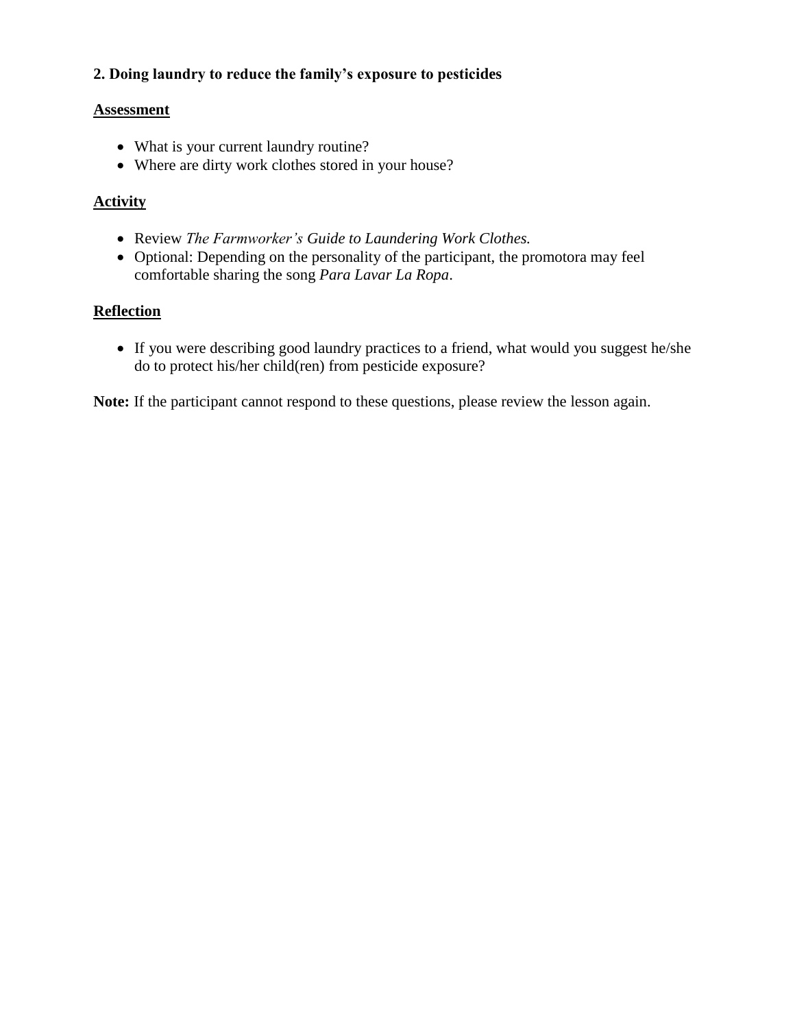**2. Doing laundry to reduce the family's exposure to pesticides**

**Assessment**

- What is your current laundry routine?
- Where are dirty work clothes stored in your house?

**Activity**

- Review *The Farmworker's Guide to Laundering Work Clothes.*
- Optional: Depending on the personality of the participant, the promotora may feel comfortable sharing the song *Para Lavar La Ropa*.

**Reflection**

- If you were describing good laundry practices to a friend, what would you suggest he/she do to protect his/her child(ren) from pesticide exposure?

**Note:** If the participant cannot respond to these questions, please review the lesson again.